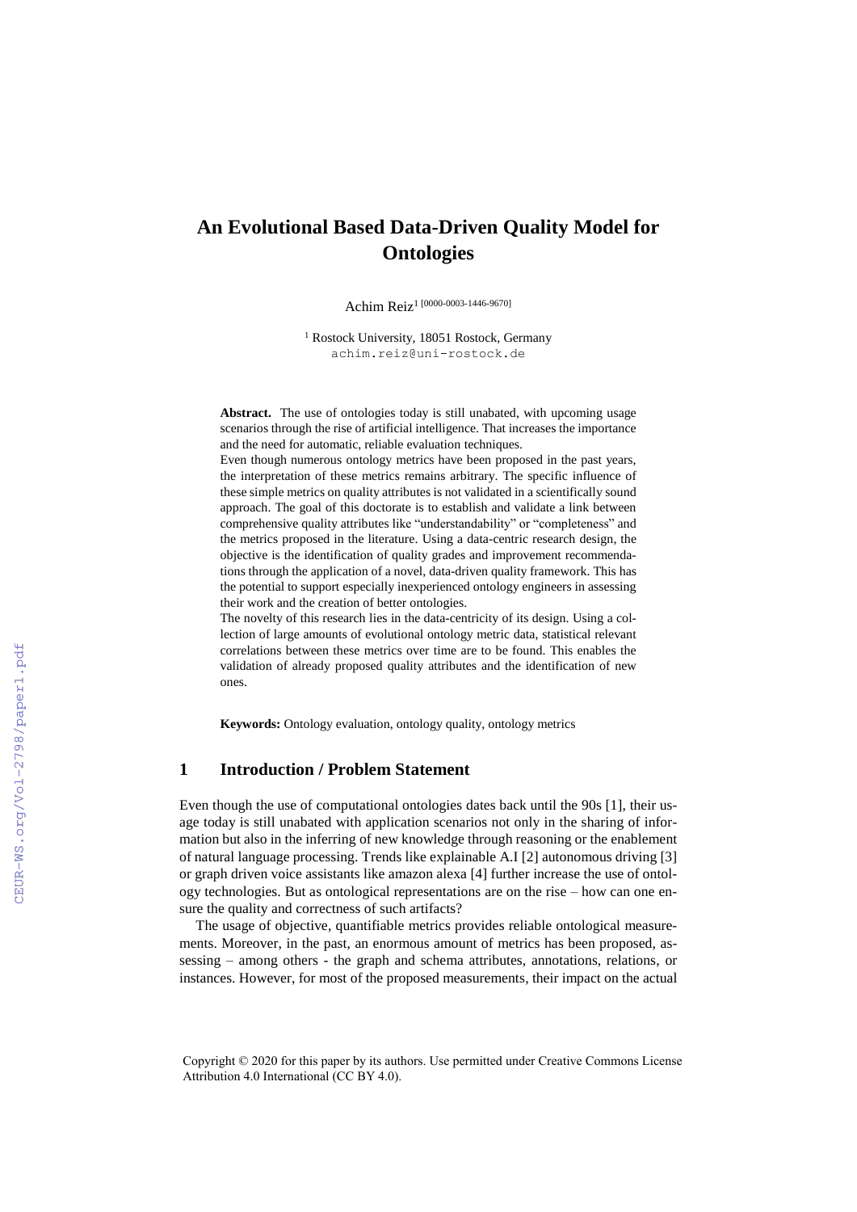# An Evolutional Based Data-Driven Quality Model for Ontologies

Achim Reiz[1] [0000-0003-1446-9670]

[1] Rostock University, 18051 Rostock, Germany
achim.reiz@uni-rostock.de

**Abstract.** The use of ontologies today is still unabated, with upcoming usage scenarios through the rise of artificial intelligence. That increases the importance and the need for automatic, reliable evaluation techniques.
Even though numerous ontology metrics have been proposed in the past years, the interpretation of these metrics remains arbitrary. The specific influence of these simple metrics on quality attributes is not validated in a scientifically sound approach. The goal of this doctorate is to establish and validate a link between comprehensive quality attributes like "understandability" or "completeness" and the metrics proposed in the literature. Using a data-centric research design, the objective is the identification of quality grades and improvement recommendations through the application of a novel, data-driven quality framework. This has the potential to support especially inexperienced ontology engineers in assessing their work and the creation of better ontologies.
The novelty of this research lies in the data-centricity of its design. Using a collection of large amounts of evolutional ontology metric data, statistical relevant correlations between these metrics over time are to be found. This enables the validation of already proposed quality attributes and the identification of new ones.

**Keywords:** Ontology evaluation, ontology quality, ontology metrics

## 1 Introduction / Problem Statement

Even though the use of computational ontologies dates back until the 90s [1], their usage today is still unabated with application scenarios not only in the sharing of information but also in the inferring of new knowledge through reasoning or the enablement of natural language processing. Trends like explainable A.I [2] autonomous driving [3] or graph driven voice assistants like amazon alexa [4] further increase the use of ontology technologies. But as ontological representations are on the rise – how can one ensure the quality and correctness of such artifacts?

The usage of objective, quantifiable metrics provides reliable ontological measurements. Moreover, in the past, an enormous amount of metrics has been proposed, assessing – among others - the graph and schema attributes, annotations, relations, or instances. However, for most of the proposed measurements, their impact on the actual

Copyright © 2020 for this paper by its authors. Use permitted under Creative Commons License Attribution 4.0 International (CC BY 4.0).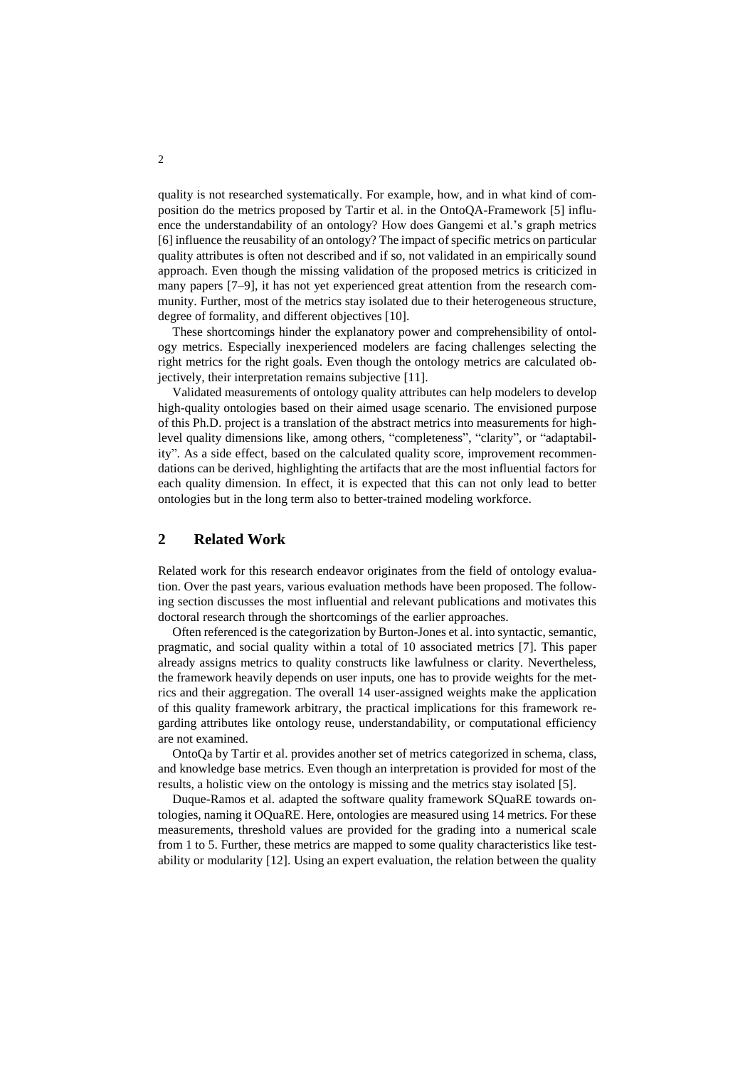quality is not researched systematically. For example, how, and in what kind of composition do the metrics proposed by Tartir et al. in the OntoQA-Framework [5] influence the understandability of an ontology? How does Gangemi et al.'s graph metrics [6] influence the reusability of an ontology? The impact of specific metrics on particular quality attributes is often not described and if so, not validated in an empirically sound approach. Even though the missing validation of the proposed metrics is criticized in many papers [7–9], it has not yet experienced great attention from the research community. Further, most of the metrics stay isolated due to their heterogeneous structure, degree of formality, and different objectives [10].

These shortcomings hinder the explanatory power and comprehensibility of ontology metrics. Especially inexperienced modelers are facing challenges selecting the right metrics for the right goals. Even though the ontology metrics are calculated objectively, their interpretation remains subjective [11].

Validated measurements of ontology quality attributes can help modelers to develop high-quality ontologies based on their aimed usage scenario. The envisioned purpose of this Ph.D. project is a translation of the abstract metrics into measurements for high-level quality dimensions like, among others, "completeness", "clarity", or "adaptability". As a side effect, based on the calculated quality score, improvement recommendations can be derived, highlighting the artifacts that are the most influential factors for each quality dimension. In effect, it is expected that this can not only lead to better ontologies but in the long term also to better-trained modeling workforce.

## 2 Related Work

Related work for this research endeavor originates from the field of ontology evaluation. Over the past years, various evaluation methods have been proposed. The following section discusses the most influential and relevant publications and motivates this doctoral research through the shortcomings of the earlier approaches.

Often referenced is the categorization by Burton-Jones et al. into syntactic, semantic, pragmatic, and social quality within a total of 10 associated metrics [7]. This paper already assigns metrics to quality constructs like lawfulness or clarity. Nevertheless, the framework heavily depends on user inputs, one has to provide weights for the metrics and their aggregation. The overall 14 user-assigned weights make the application of this quality framework arbitrary, the practical implications for this framework regarding attributes like ontology reuse, understandability, or computational efficiency are not examined.

OntoQa by Tartir et al. provides another set of metrics categorized in schema, class, and knowledge base metrics. Even though an interpretation is provided for most of the results, a holistic view on the ontology is missing and the metrics stay isolated [5].

Duque-Ramos et al. adapted the software quality framework SQuaRE towards ontologies, naming it OQuaRE. Here, ontologies are measured using 14 metrics. For these measurements, threshold values are provided for the grading into a numerical scale from 1 to 5. Further, these metrics are mapped to some quality characteristics like testability or modularity [12]. Using an expert evaluation, the relation between the quality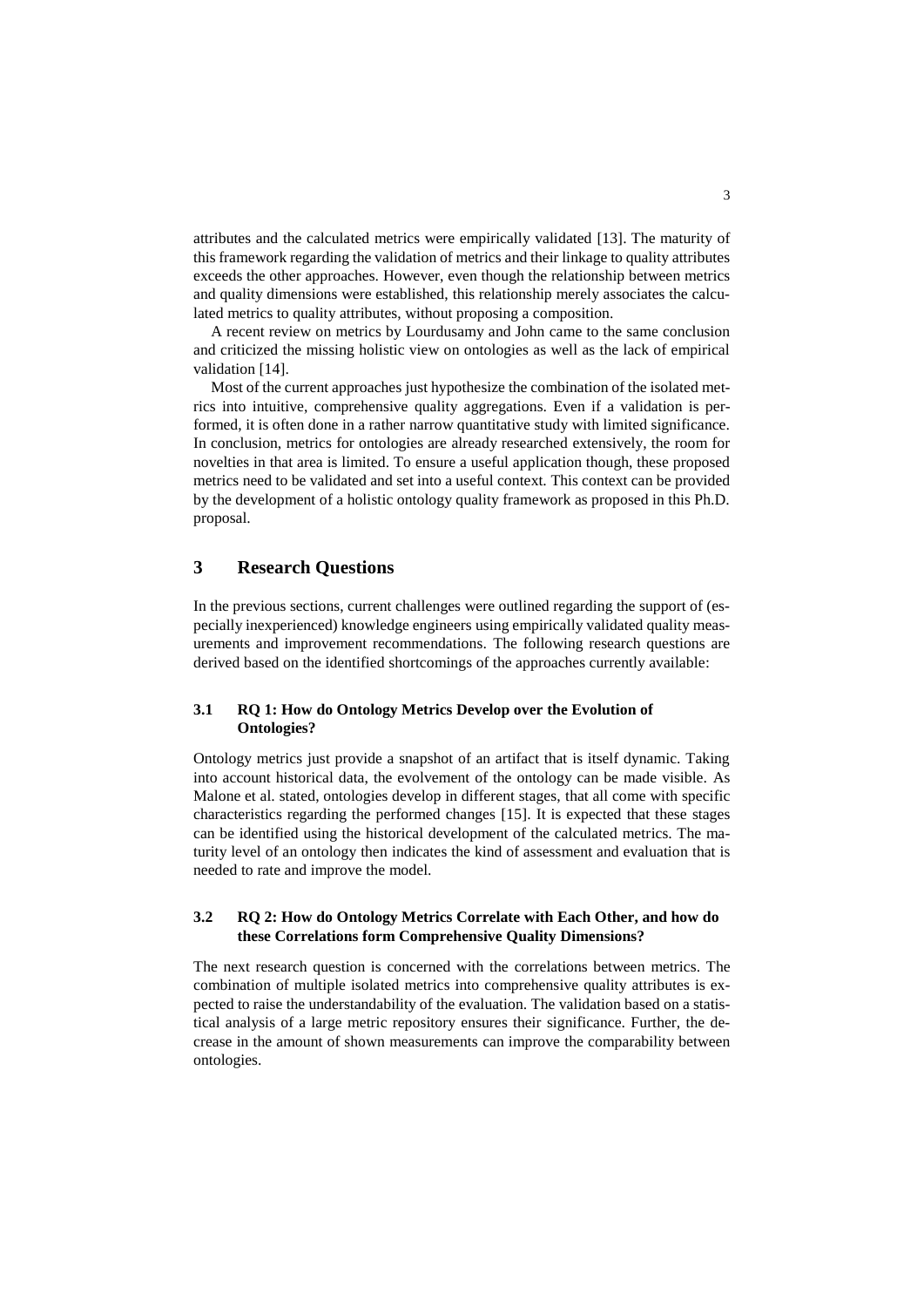attributes and the calculated metrics were empirically validated [13]. The maturity of this framework regarding the validation of metrics and their linkage to quality attributes exceeds the other approaches. However, even though the relationship between metrics and quality dimensions were established, this relationship merely associates the calculated metrics to quality attributes, without proposing a composition.

A recent review on metrics by Lourdusamy and John came to the same conclusion and criticized the missing holistic view on ontologies as well as the lack of empirical validation [14].

Most of the current approaches just hypothesize the combination of the isolated metrics into intuitive, comprehensive quality aggregations. Even if a validation is performed, it is often done in a rather narrow quantitative study with limited significance. In conclusion, metrics for ontologies are already researched extensively, the room for novelties in that area is limited. To ensure a useful application though, these proposed metrics need to be validated and set into a useful context. This context can be provided by the development of a holistic ontology quality framework as proposed in this Ph.D. proposal.

## 3 Research Questions

In the previous sections, current challenges were outlined regarding the support of (especially inexperienced) knowledge engineers using empirically validated quality measurements and improvement recommendations. The following research questions are derived based on the identified shortcomings of the approaches currently available:

### 3.1 RQ 1: How do Ontology Metrics Develop over the Evolution of Ontologies?

Ontology metrics just provide a snapshot of an artifact that is itself dynamic. Taking into account historical data, the evolvement of the ontology can be made visible. As Malone et al. stated, ontologies develop in different stages, that all come with specific characteristics regarding the performed changes [15]. It is expected that these stages can be identified using the historical development of the calculated metrics. The maturity level of an ontology then indicates the kind of assessment and evaluation that is needed to rate and improve the model.

### 3.2 RQ 2: How do Ontology Metrics Correlate with Each Other, and how do these Correlations form Comprehensive Quality Dimensions?

The next research question is concerned with the correlations between metrics. The combination of multiple isolated metrics into comprehensive quality attributes is expected to raise the understandability of the evaluation. The validation based on a statistical analysis of a large metric repository ensures their significance. Further, the decrease in the amount of shown measurements can improve the comparability between ontologies.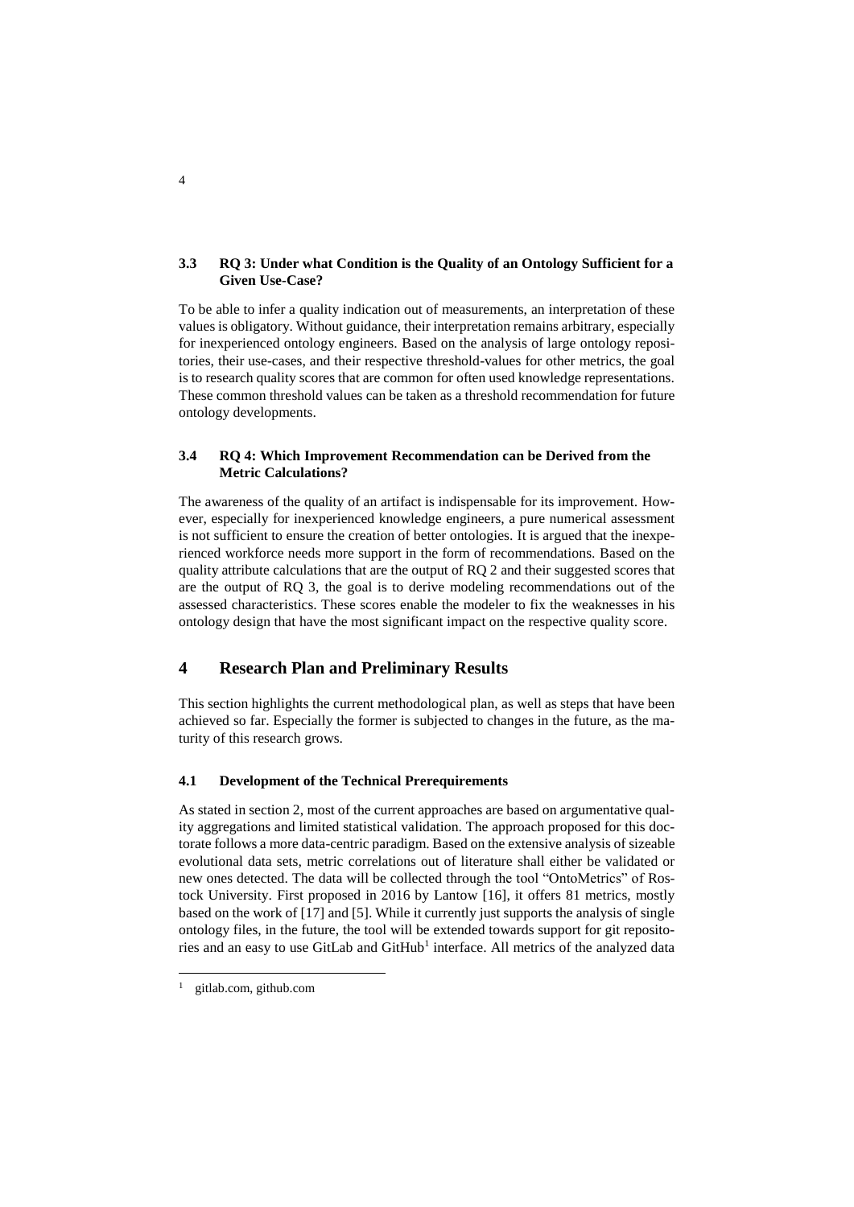### 3.3 RQ 3: Under what Condition is the Quality of an Ontology Sufficient for a Given Use-Case?

To be able to infer a quality indication out of measurements, an interpretation of these values is obligatory. Without guidance, their interpretation remains arbitrary, especially for inexperienced ontology engineers. Based on the analysis of large ontology repositories, their use-cases, and their respective threshold-values for other metrics, the goal is to research quality scores that are common for often used knowledge representations. These common threshold values can be taken as a threshold recommendation for future ontology developments.

### 3.4 RQ 4: Which Improvement Recommendation can be Derived from the Metric Calculations?

The awareness of the quality of an artifact is indispensable for its improvement. However, especially for inexperienced knowledge engineers, a pure numerical assessment is not sufficient to ensure the creation of better ontologies. It is argued that the inexperienced workforce needs more support in the form of recommendations. Based on the quality attribute calculations that are the output of RQ 2 and their suggested scores that are the output of RQ 3, the goal is to derive modeling recommendations out of the assessed characteristics. These scores enable the modeler to fix the weaknesses in his ontology design that have the most significant impact on the respective quality score.

## 4 Research Plan and Preliminary Results

This section highlights the current methodological plan, as well as steps that have been achieved so far. Especially the former is subjected to changes in the future, as the maturity of this research grows.

### 4.1 Development of the Technical Prerequirements

As stated in section 2, most of the current approaches are based on argumentative quality aggregations and limited statistical validation. The approach proposed for this doctorate follows a more data-centric paradigm. Based on the extensive analysis of sizeable evolutional data sets, metric correlations out of literature shall either be validated or new ones detected. The data will be collected through the tool "OntoMetrics" of Rostock University. First proposed in 2016 by Lantow [16], it offers 81 metrics, mostly based on the work of [17] and [5]. While it currently just supports the analysis of single ontology files, in the future, the tool will be extended towards support for git repositories and an easy to use GitLab and GitHub[1] interface. All metrics of the analyzed data

[1] gitlab.com, github.com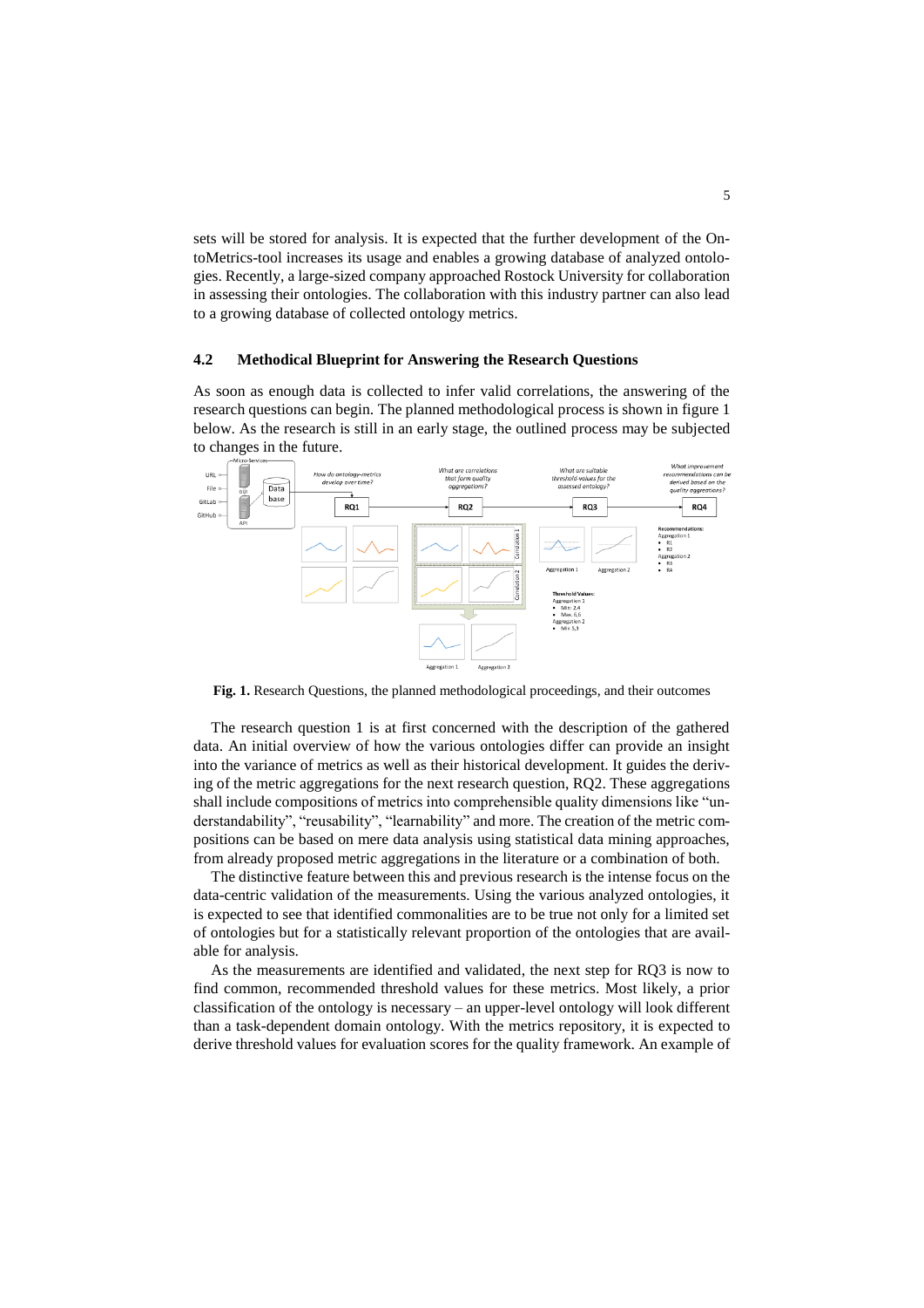sets will be stored for analysis. It is expected that the further development of the OntoMetrics-tool increases its usage and enables a growing database of analyzed ontologies. Recently, a large-sized company approached Rostock University for collaboration in assessing their ontologies. The collaboration with this industry partner can also lead to a growing database of collected ontology metrics.

### 4.2 Methodical Blueprint for Answering the Research Questions

As soon as enough data is collected to infer valid correlations, the answering of the research questions can begin. The planned methodological process is shown in figure 1 below. As the research is still in an early stage, the outlined process may be subjected to changes in the future.

**Fig. 1.** Research Questions, the planned methodological proceedings, and their outcomes

The research question 1 is at first concerned with the description of the gathered data. An initial overview of how the various ontologies differ can provide an insight into the variance of metrics as well as their historical development. It guides the deriving of the metric aggregations for the next research question, RQ2. These aggregations shall include compositions of metrics into comprehensible quality dimensions like "understandability", "reusability", "learnability" and more. The creation of the metric compositions can be based on mere data analysis using statistical data mining approaches, from already proposed metric aggregations in the literature or a combination of both.

The distinctive feature between this and previous research is the intense focus on the data-centric validation of the measurements. Using the various analyzed ontologies, it is expected to see that identified commonalities are to be true not only for a limited set of ontologies but for a statistically relevant proportion of the ontologies that are available for analysis.

As the measurements are identified and validated, the next step for RQ3 is now to find common, recommended threshold values for these metrics. Most likely, a prior classification of the ontology is necessary – an upper-level ontology will look different than a task-dependent domain ontology. With the metrics repository, it is expected to derive threshold values for evaluation scores for the quality framework. An example of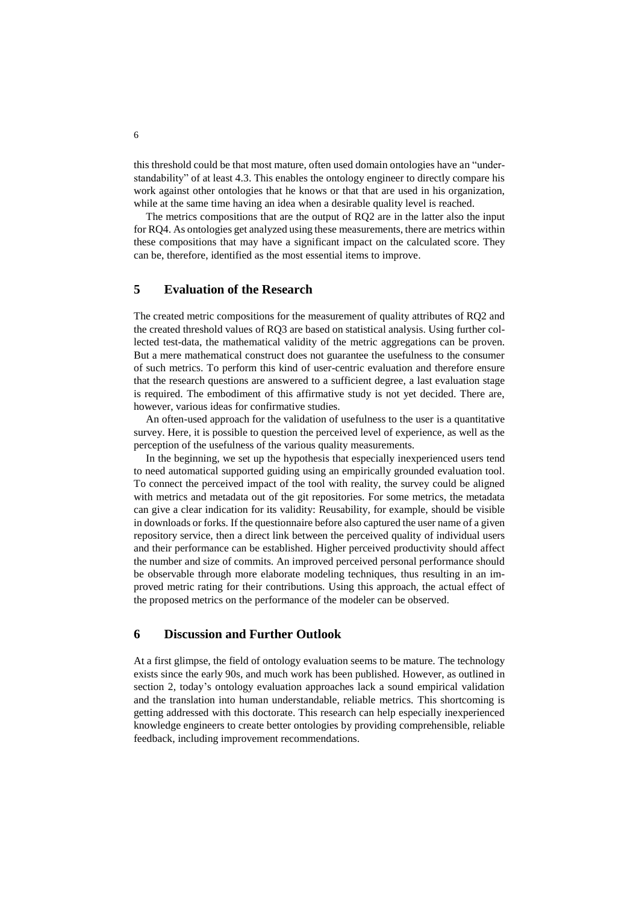this threshold could be that most mature, often used domain ontologies have an "understandability" of at least 4.3. This enables the ontology engineer to directly compare his work against other ontologies that he knows or that that are used in his organization, while at the same time having an idea when a desirable quality level is reached.

The metrics compositions that are the output of RQ2 are in the latter also the input for RQ4. As ontologies get analyzed using these measurements, there are metrics within these compositions that may have a significant impact on the calculated score. They can be, therefore, identified as the most essential items to improve.

## 5 Evaluation of the Research

The created metric compositions for the measurement of quality attributes of RQ2 and the created threshold values of RQ3 are based on statistical analysis. Using further collected test-data, the mathematical validity of the metric aggregations can be proven. But a mere mathematical construct does not guarantee the usefulness to the consumer of such metrics. To perform this kind of user-centric evaluation and therefore ensure that the research questions are answered to a sufficient degree, a last evaluation stage is required. The embodiment of this affirmative study is not yet decided. There are, however, various ideas for confirmative studies.

An often-used approach for the validation of usefulness to the user is a quantitative survey. Here, it is possible to question the perceived level of experience, as well as the perception of the usefulness of the various quality measurements.

In the beginning, we set up the hypothesis that especially inexperienced users tend to need automatical supported guiding using an empirically grounded evaluation tool. To connect the perceived impact of the tool with reality, the survey could be aligned with metrics and metadata out of the git repositories. For some metrics, the metadata can give a clear indication for its validity: Reusability, for example, should be visible in downloads or forks. If the questionnaire before also captured the user name of a given repository service, then a direct link between the perceived quality of individual users and their performance can be established. Higher perceived productivity should affect the number and size of commits. An improved perceived personal performance should be observable through more elaborate modeling techniques, thus resulting in an improved metric rating for their contributions. Using this approach, the actual effect of the proposed metrics on the performance of the modeler can be observed.

## 6 Discussion and Further Outlook

At a first glimpse, the field of ontology evaluation seems to be mature. The technology exists since the early 90s, and much work has been published. However, as outlined in section 2, today's ontology evaluation approaches lack a sound empirical validation and the translation into human understandable, reliable metrics. This shortcoming is getting addressed with this doctorate. This research can help especially inexperienced knowledge engineers to create better ontologies by providing comprehensible, reliable feedback, including improvement recommendations.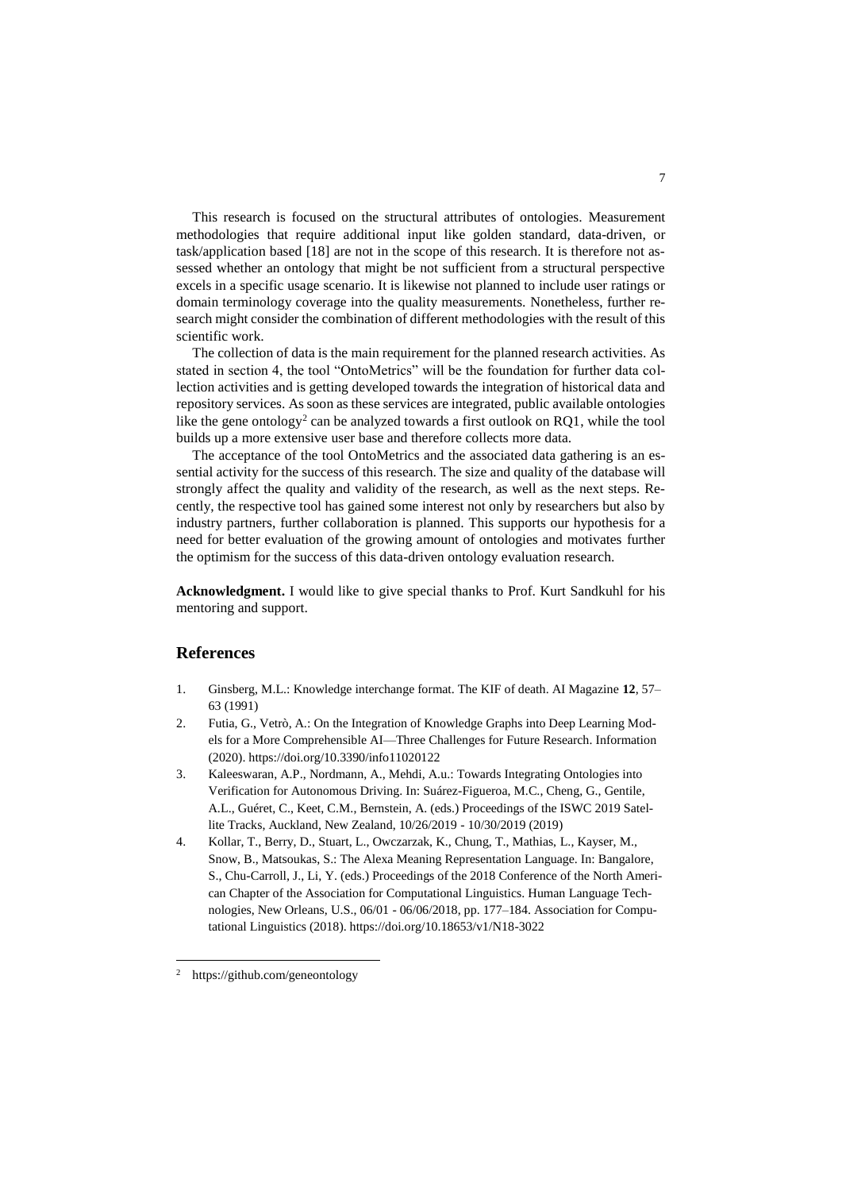This research is focused on the structural attributes of ontologies. Measurement methodologies that require additional input like golden standard, data-driven, or task/application based [18] are not in the scope of this research. It is therefore not assessed whether an ontology that might be not sufficient from a structural perspective excels in a specific usage scenario. It is likewise not planned to include user ratings or domain terminology coverage into the quality measurements. Nonetheless, further research might consider the combination of different methodologies with the result of this scientific work.

The collection of data is the main requirement for the planned research activities. As stated in section 4, the tool "OntoMetrics" will be the foundation for further data collection activities and is getting developed towards the integration of historical data and repository services. As soon as these services are integrated, public available ontologies like the gene ontology[2] can be analyzed towards a first outlook on RQ1, while the tool builds up a more extensive user base and therefore collects more data.

The acceptance of the tool OntoMetrics and the associated data gathering is an essential activity for the success of this research. The size and quality of the database will strongly affect the quality and validity of the research, as well as the next steps. Recently, the respective tool has gained some interest not only by researchers but also by industry partners, further collaboration is planned. This supports our hypothesis for a need for better evaluation of the growing amount of ontologies and motivates further the optimism for the success of this data-driven ontology evaluation research.

**Acknowledgment.** I would like to give special thanks to Prof. Kurt Sandkuhl for his mentoring and support.

## References

1. Ginsberg, M.L.: Knowledge interchange format. The KIF of death. AI Magazine **12**, 57–63 (1991)
2. Futia, G., Vetrò, A.: On the Integration of Knowledge Graphs into Deep Learning Models for a More Comprehensible AI—Three Challenges for Future Research. Information (2020). https://doi.org/10.3390/info11020122
3. Kaleeswaran, A.P., Nordmann, A., Mehdi, A.u.: Towards Integrating Ontologies into Verification for Autonomous Driving. In: Suárez-Figueroa, M.C., Cheng, G., Gentile, A.L., Guéret, C., Keet, C.M., Bernstein, A. (eds.) Proceedings of the ISWC 2019 Satellite Tracks, Auckland, New Zealand, 10/26/2019 - 10/30/2019 (2019)
4. Kollar, T., Berry, D., Stuart, L., Owczarzak, K., Chung, T., Mathias, L., Kayser, M., Snow, B., Matsoukas, S.: The Alexa Meaning Representation Language. In: Bangalore, S., Chu-Carroll, J., Li, Y. (eds.) Proceedings of the 2018 Conference of the North American Chapter of the Association for Computational Linguistics. Human Language Technologies, New Orleans, U.S., 06/01 - 06/06/2018, pp. 177–184. Association for Computational Linguistics (2018). https://doi.org/10.18653/v1/N18-3022

[2] https://github.com/geneontology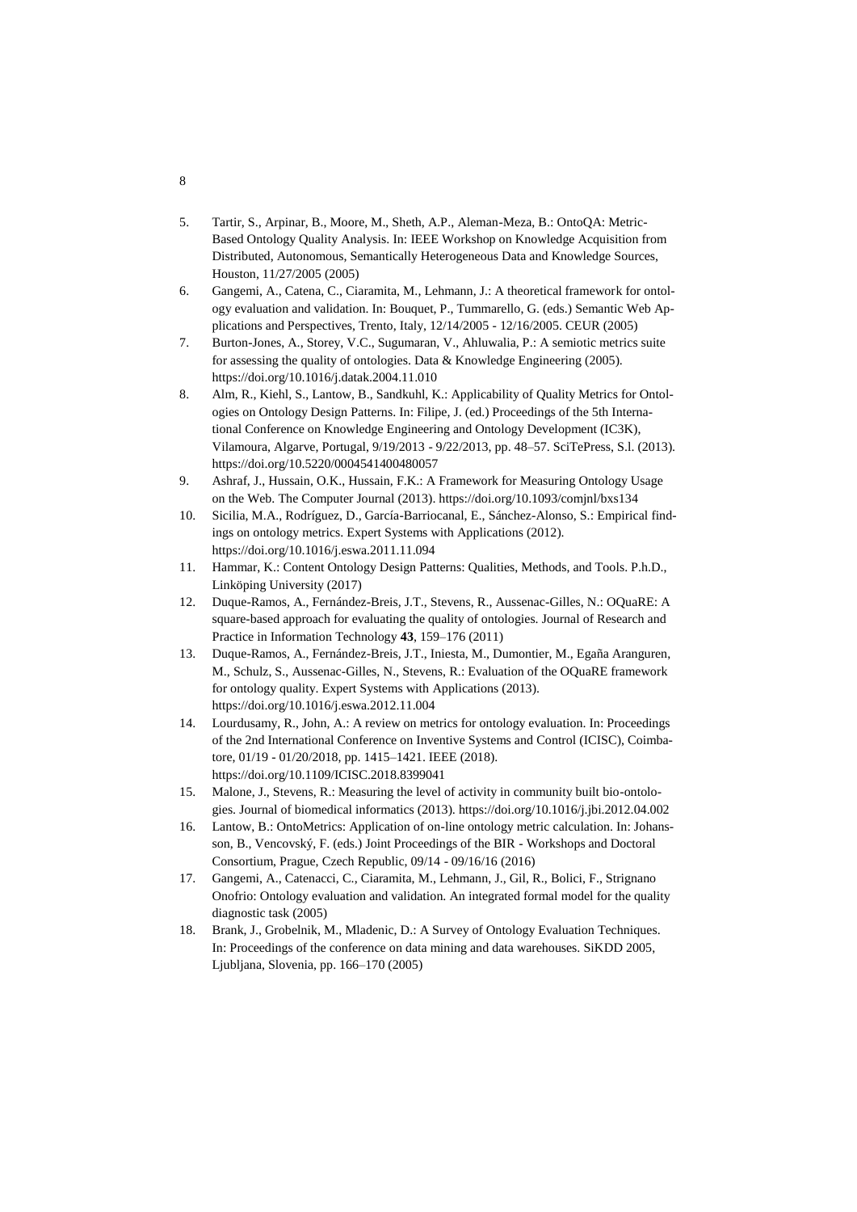5. Tartir, S., Arpinar, B., Moore, M., Sheth, A.P., Aleman-Meza, B.: OntoQA: Metric-Based Ontology Quality Analysis. In: IEEE Workshop on Knowledge Acquisition from Distributed, Autonomous, Semantically Heterogeneous Data and Knowledge Sources, Houston, 11/27/2005 (2005)
6. Gangemi, A., Catena, C., Ciaramita, M., Lehmann, J.: A theoretical framework for ontology evaluation and validation. In: Bouquet, P., Tummarello, G. (eds.) Semantic Web Applications and Perspectives, Trento, Italy, 12/14/2005 - 12/16/2005. CEUR (2005)
7. Burton-Jones, A., Storey, V.C., Sugumaran, V., Ahluwalia, P.: A semiotic metrics suite for assessing the quality of ontologies. Data & Knowledge Engineering (2005). https://doi.org/10.1016/j.datak.2004.11.010
8. Alm, R., Kiehl, S., Lantow, B., Sandkuhl, K.: Applicability of Quality Metrics for Ontologies on Ontology Design Patterns. In: Filipe, J. (ed.) Proceedings of the 5th International Conference on Knowledge Engineering and Ontology Development (IC3K), Vilamoura, Algarve, Portugal, 9/19/2013 - 9/22/2013, pp. 48–57. SciTePress, S.l. (2013). https://doi.org/10.5220/0004541400480057
9. Ashraf, J., Hussain, O.K., Hussain, F.K.: A Framework for Measuring Ontology Usage on the Web. The Computer Journal (2013). https://doi.org/10.1093/comjnl/bxs134
10. Sicilia, M.A., Rodríguez, D., García-Barriocanal, E., Sánchez-Alonso, S.: Empirical findings on ontology metrics. Expert Systems with Applications (2012). https://doi.org/10.1016/j.eswa.2011.11.094
11. Hammar, K.: Content Ontology Design Patterns: Qualities, Methods, and Tools. P.h.D., Linköping University (2017)
12. Duque-Ramos, A., Fernández-Breis, J.T., Stevens, R., Aussenac-Gilles, N.: OQuaRE: A square-based approach for evaluating the quality of ontologies. Journal of Research and Practice in Information Technology **43**, 159–176 (2011)
13. Duque-Ramos, A., Fernández-Breis, J.T., Iniesta, M., Dumontier, M., Egaña Aranguren, M., Schulz, S., Aussenac-Gilles, N., Stevens, R.: Evaluation of the OQuaRE framework for ontology quality. Expert Systems with Applications (2013). https://doi.org/10.1016/j.eswa.2012.11.004
14. Lourdusamy, R., John, A.: A review on metrics for ontology evaluation. In: Proceedings of the 2nd International Conference on Inventive Systems and Control (ICISC), Coimbatore, 01/19 - 01/20/2018, pp. 1415–1421. IEEE (2018). https://doi.org/10.1109/ICISC.2018.8399041
15. Malone, J., Stevens, R.: Measuring the level of activity in community built bio-ontologies. Journal of biomedical informatics (2013). https://doi.org/10.1016/j.jbi.2012.04.002
16. Lantow, B.: OntoMetrics: Application of on-line ontology metric calculation. In: Johansson, B., Vencovský, F. (eds.) Joint Proceedings of the BIR - Workshops and Doctoral Consortium, Prague, Czech Republic, 09/14 - 09/16/16 (2016)
17. Gangemi, A., Catenacci, C., Ciaramita, M., Lehmann, J., Gil, R., Bolici, F., Strignano Onofrio: Ontology evaluation and validation. An integrated formal model for the quality diagnostic task (2005)
18. Brank, J., Grobelnik, M., Mladenic, D.: A Survey of Ontology Evaluation Techniques. In: Proceedings of the conference on data mining and data warehouses. SiKDD 2005, Ljubljana, Slovenia, pp. 166–170 (2005)